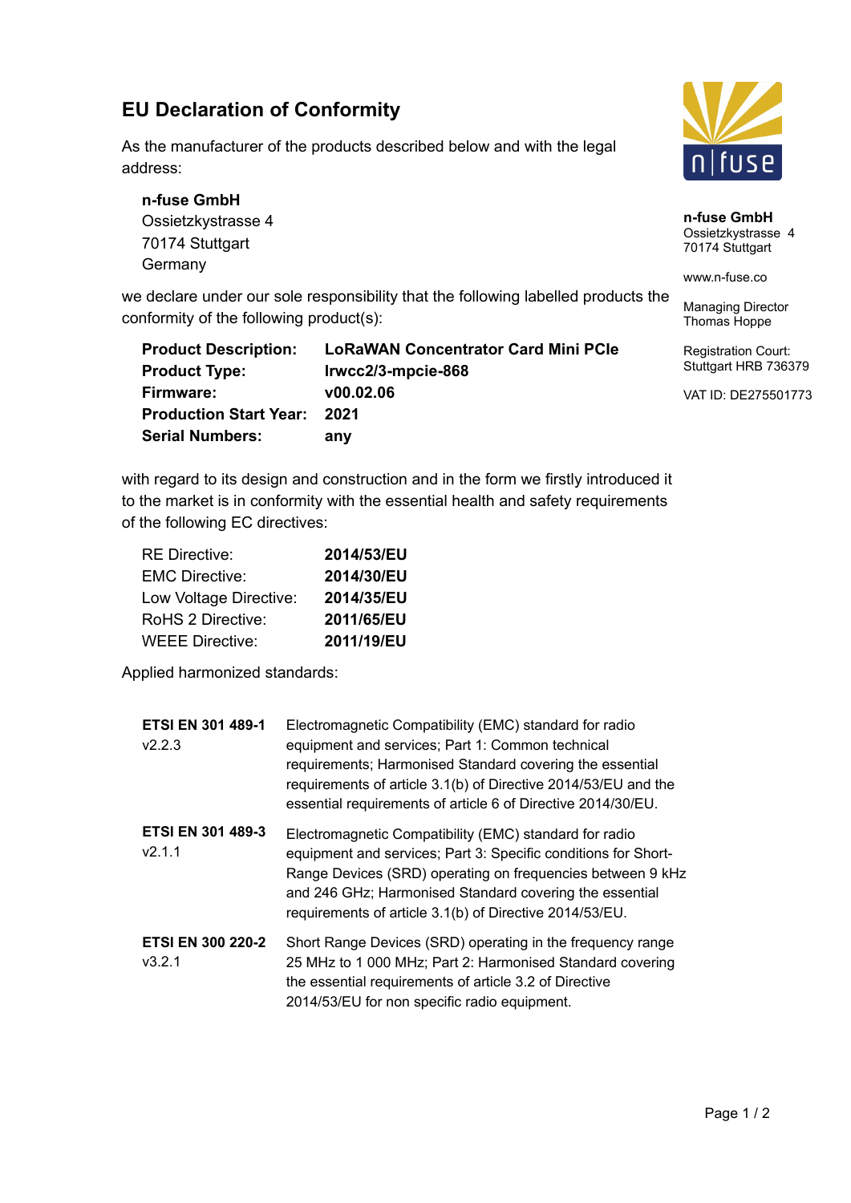# EU Declaration of Conformity

As the manufacturer of the products described below and with the legal address:

**n-fuse GmbH**
Ossietzkystrasse 4
70174 Stuttgart
Germany

we declare under our sole responsibility that the following labelled products the conformity of the following product(s):

| | |
|---|---|
| **Product Description:** | **LoRaWAN Concentrator Card Mini PCIe** |
| **Product Type:** | **lrwcc2/3-mpcie-868** |
| **Firmware:** | **v00.02.06** |
| **Production Start Year:** | **2021** |
| **Serial Numbers:** | **any** |

with regard to its design and construction and in the form we firstly introduced it to the market is in conformity with the essential health and safety requirements of the following EC directives:

| | |
|---|---|
| RE Directive: | **2014/53/EU** |
| EMC Directive: | **2014/30/EU** |
| Low Voltage Directive: | **2014/35/EU** |
| RoHS 2 Directive: | **2011/65/EU** |
| WEEE Directive: | **2011/19/EU** |

Applied harmonized standards:

| | |
|---|---|
| **ETSI EN 301 489-1** v2.2.3 | Electromagnetic Compatibility (EMC) standard for radio equipment and services; Part 1: Common technical requirements; Harmonised Standard covering the essential requirements of article 3.1(b) of Directive 2014/53/EU and the essential requirements of article 6 of Directive 2014/30/EU. |
| **ETSI EN 301 489-3** v2.1.1 | Electromagnetic Compatibility (EMC) standard for radio equipment and services; Part 3: Specific conditions for Short-Range Devices (SRD) operating on frequencies between 9 kHz and 246 GHz; Harmonised Standard covering the essential requirements of article 3.1(b) of Directive 2014/53/EU. |
| **ETSI EN 300 220-2** v3.2.1 | Short Range Devices (SRD) operating in the frequency range 25 MHz to 1 000 MHz; Part 2: Harmonised Standard covering the essential requirements of article 3.2 of Directive 2014/53/EU for non specific radio equipment. |

**n-fuse GmbH**
Ossietzkystrasse 4
70174 Stuttgart

www.n-fuse.co

Managing Director
Thomas Hoppe

Registration Court:
Stuttgart HRB 736379

VAT ID: DE275501773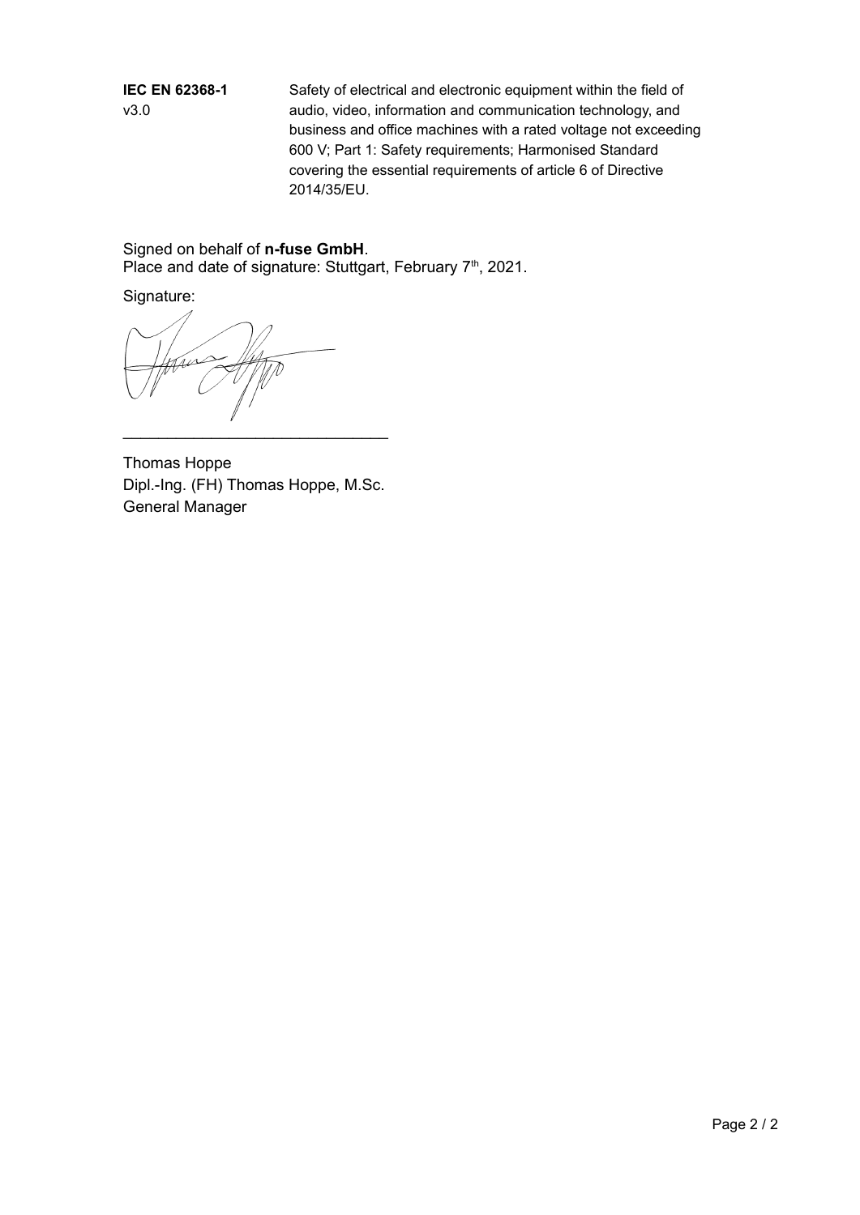| | |
|---|---|
| **IEC EN 62368-1** v3.0 | Safety of electrical and electronic equipment within the field of audio, video, information and communication technology, and business and office machines with a rated voltage not exceeding 600 V; Part 1: Safety requirements; Harmonised Standard covering the essential requirements of article 6 of Directive 2014/35/EU. |

Signed on behalf of **n-fuse GmbH**.
Place and date of signature: Stuttgart, February 7th, 2021.

Signature:

\_\_\_\_\_\_\_\_\_\_\_\_\_\_\_\_\_\_\_\_\_\_\_\_\_\_\_\_\_\_

Thomas Hoppe
Dipl.-Ing. (FH) Thomas Hoppe, M.Sc.
General Manager